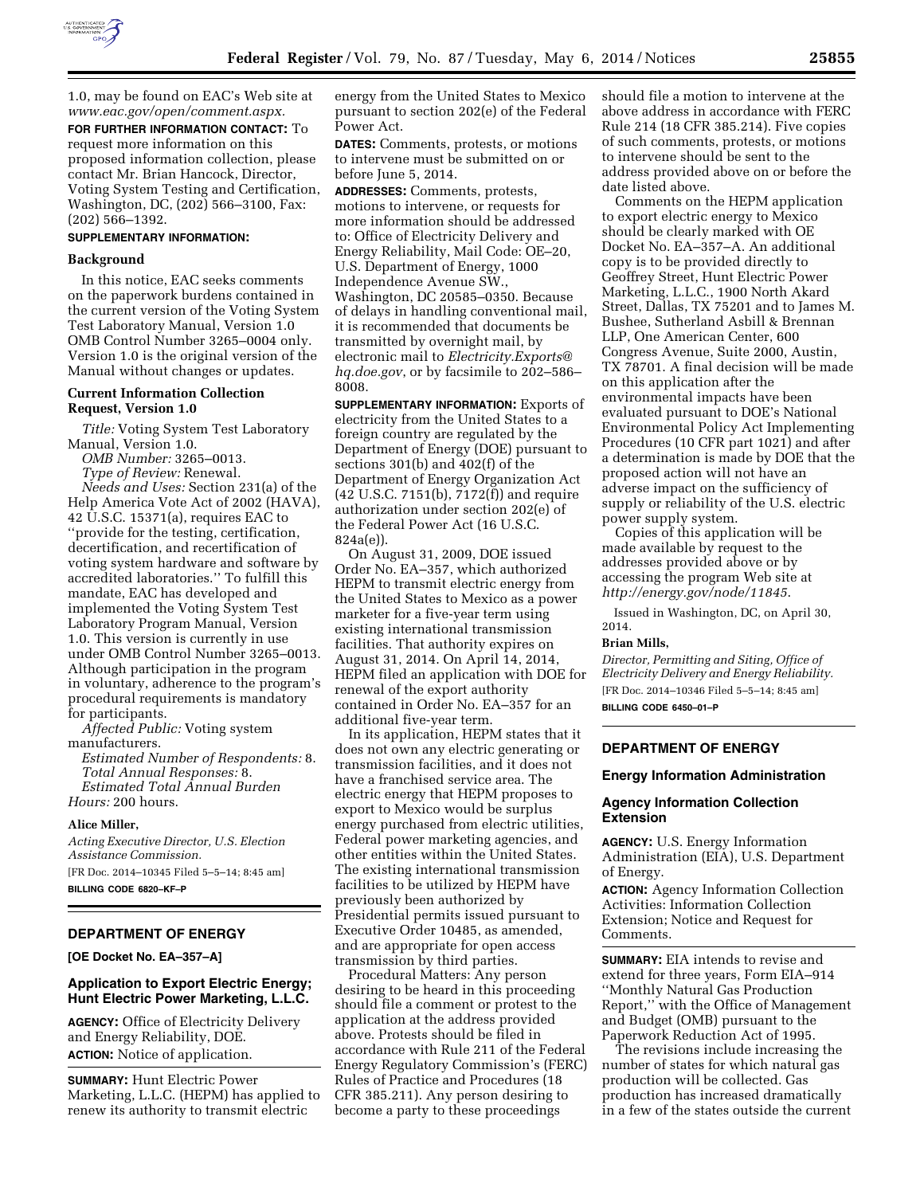1.0, may be found on EAC's Web site at *www.eac.gov/open/comment.aspx.*

**FOR FURTHER INFORMATION CONTACT:** To request more information on this proposed information collection, please contact Mr. Brian Hancock, Director, Voting System Testing and Certification, Washington, DC, (202) 566–3100, Fax: (202) 566–1392.

**SUPPLEMENTARY INFORMATION:**

### Background

In this notice, EAC seeks comments on the paperwork burdens contained in the current version of the Voting System Test Laboratory Manual, Version 1.0 OMB Control Number 3265–0004 only. Version 1.0 is the original version of the Manual without changes or updates.

### Current Information Collection Request, Version 1.0

*Title:* Voting System Test Laboratory Manual, Version 1.0.

*OMB Number:* 3265–0013.

*Type of Review:* Renewal.

*Needs and Uses:* Section 231(a) of the Help America Vote Act of 2002 (HAVA), 42 U.S.C. 15371(a), requires EAC to ''provide for the testing, certification, decertification, and recertification of voting system hardware and software by accredited laboratories.'' To fulfill this mandate, EAC has developed and implemented the Voting System Test Laboratory Program Manual, Version 1.0. This version is currently in use under OMB Control Number 3265–0013. Although participation in the program in voluntary, adherence to the program's procedural requirements is mandatory for participants.

*Affected Public:* Voting system manufacturers.

*Estimated Number of Respondents:* 8.

*Total Annual Responses:* 8.

*Estimated Total Annual Burden Hours:* 200 hours.

**Alice Miller,**

*Acting Executive Director, U.S. Election Assistance Commission.*

[FR Doc. 2014–10345 Filed 5–5–14; 8:45 am]

**BILLING CODE 6820–KF–P**

---

## DEPARTMENT OF ENERGY

**[OE Docket No. EA–357–A]**

### Application to Export Electric Energy; Hunt Electric Power Marketing, L.L.C.

**AGENCY:** Office of Electricity Delivery and Energy Reliability, DOE.

**ACTION:** Notice of application.

**SUMMARY:** Hunt Electric Power Marketing, L.L.C. (HEPM) has applied to renew its authority to transmit electric energy from the United States to Mexico pursuant to section 202(e) of the Federal Power Act.

**DATES:** Comments, protests, or motions to intervene must be submitted on or before June 5, 2014.

**ADDRESSES:** Comments, protests, motions to intervene, or requests for more information should be addressed to: Office of Electricity Delivery and Energy Reliability, Mail Code: OE–20, U.S. Department of Energy, 1000 Independence Avenue SW., Washington, DC 20585–0350. Because of delays in handling conventional mail, it is recommended that documents be transmitted by overnight mail, by electronic mail to *Electricity.Exports@hq.doe.gov*, or by facsimile to 202–586–8008.

**SUPPLEMENTARY INFORMATION:** Exports of electricity from the United States to a foreign country are regulated by the Department of Energy (DOE) pursuant to sections 301(b) and 402(f) of the Department of Energy Organization Act (42 U.S.C. 7151(b), 7172(f)) and require authorization under section 202(e) of the Federal Power Act (16 U.S.C. 824a(e)).

On August 31, 2009, DOE issued Order No. EA–357, which authorized HEPM to transmit electric energy from the United States to Mexico as a power marketer for a five-year term using existing international transmission facilities. That authority expires on August 31, 2014. On April 14, 2014, HEPM filed an application with DOE for renewal of the export authority contained in Order No. EA–357 for an additional five-year term.

In its application, HEPM states that it does not own any electric generating or transmission facilities, and it does not have a franchised service area. The electric energy that HEPM proposes to export to Mexico would be surplus energy purchased from electric utilities, Federal power marketing agencies, and other entities within the United States. The existing international transmission facilities to be utilized by HEPM have previously been authorized by Presidential permits issued pursuant to Executive Order 10485, as amended, and are appropriate for open access transmission by third parties.

Procedural Matters: Any person desiring to be heard in this proceeding should file a comment or protest to the application at the address provided above. Protests should be filed in accordance with Rule 211 of the Federal Energy Regulatory Commission's (FERC) Rules of Practice and Procedures (18 CFR 385.211). Any person desiring to become a party to these proceedings should file a motion to intervene at the above address in accordance with FERC Rule 214 (18 CFR 385.214). Five copies of such comments, protests, or motions to intervene should be sent to the address provided above on or before the date listed above.

Comments on the HEPM application to export electric energy to Mexico should be clearly marked with OE Docket No. EA–357–A. An additional copy is to be provided directly to Geoffrey Street, Hunt Electric Power Marketing, L.L.C., 1900 North Akard Street, Dallas, TX 75201 and to James M. Bushee, Sutherland Asbill & Brennan LLP, One American Center, 600 Congress Avenue, Suite 2000, Austin, TX 78701. A final decision will be made on this application after the environmental impacts have been evaluated pursuant to DOE's National Environmental Policy Act Implementing Procedures (10 CFR part 1021) and after a determination is made by DOE that the proposed action will not have an adverse impact on the sufficiency of supply or reliability of the U.S. electric power supply system.

Copies of this application will be made available by request to the addresses provided above or by accessing the program Web site at *http://energy.gov/node/11845*.

Issued in Washington, DC, on April 30, 2014.

**Brian Mills,**

*Director, Permitting and Siting, Office of Electricity Delivery and Energy Reliability.*

[FR Doc. 2014–10346 Filed 5–5–14; 8:45 am]

**BILLING CODE 6450–01–P**

---

## DEPARTMENT OF ENERGY

### Energy Information Administration

### Agency Information Collection Extension

**AGENCY:** U.S. Energy Information Administration (EIA), U.S. Department of Energy.

**ACTION:** Agency Information Collection Activities: Information Collection Extension; Notice and Request for Comments.

**SUMMARY:** EIA intends to revise and extend for three years, Form EIA–914 ''Monthly Natural Gas Production Report,'' with the Office of Management and Budget (OMB) pursuant to the Paperwork Reduction Act of 1995.

The revisions include increasing the number of states for which natural gas production will be collected. Gas production has increased dramatically in a few of the states outside the current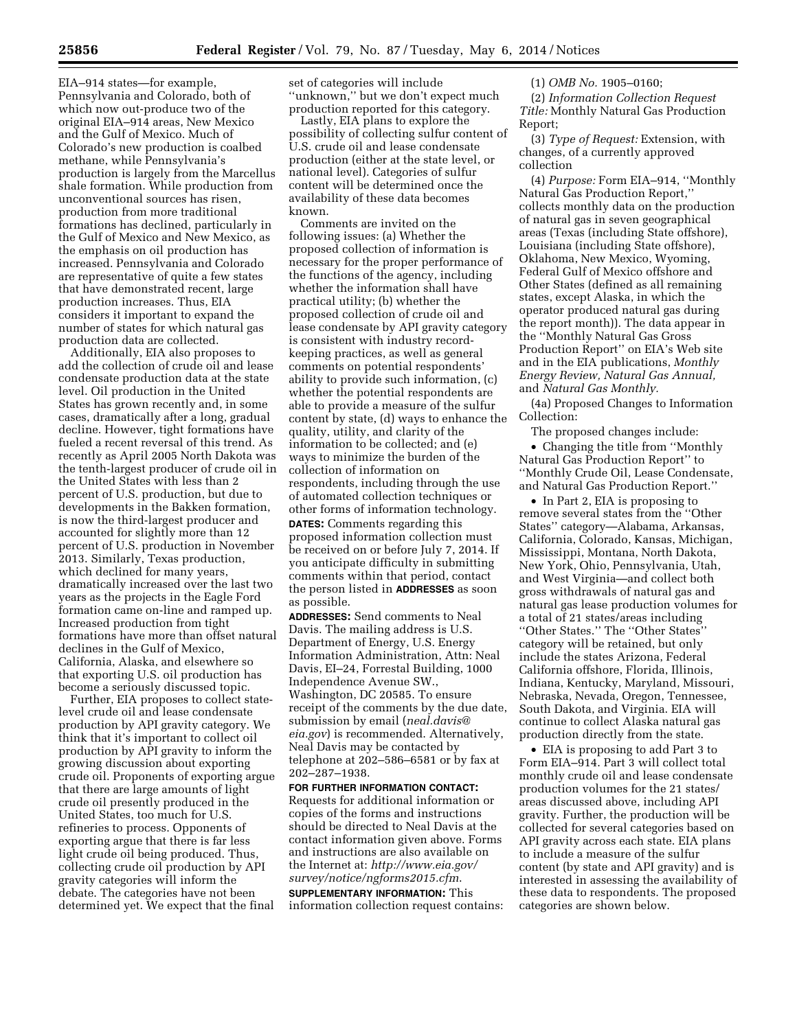EIA–914 states—for example, Pennsylvania and Colorado, both of which now out-produce two of the original EIA–914 areas, New Mexico and the Gulf of Mexico. Much of Colorado's new production is coalbed methane, while Pennsylvania's production is largely from the Marcellus shale formation. While production from unconventional sources has risen, production from more traditional formations has declined, particularly in the Gulf of Mexico and New Mexico, as the emphasis on oil production has increased. Pennsylvania and Colorado are representative of quite a few states that have demonstrated recent, large production increases. Thus, EIA considers it important to expand the number of states for which natural gas production data are collected.

Additionally, EIA also proposes to add the collection of crude oil and lease condensate production data at the state level. Oil production in the United States has grown recently and, in some cases, dramatically after a long, gradual decline. However, tight formations have fueled a recent reversal of this trend. As recently as April 2005 North Dakota was the tenth-largest producer of crude oil in the United States with less than 2 percent of U.S. production, but due to developments in the Bakken formation, is now the third-largest producer and accounted for slightly more than 12 percent of U.S. production in November 2013. Similarly, Texas production, which declined for many years, dramatically increased over the last two years as the projects in the Eagle Ford formation came on-line and ramped up. Increased production from tight formations have more than offset natural declines in the Gulf of Mexico, California, Alaska, and elsewhere so that exporting U.S. oil production has become a seriously discussed topic.

Further, EIA proposes to collect state-level crude oil and lease condensate production by API gravity category. We think that it's important to collect oil production by API gravity to inform the growing discussion about exporting crude oil. Proponents of exporting argue that there are large amounts of light crude oil presently produced in the United States, too much for U.S. refineries to process. Opponents of exporting argue that there is far less light crude oil being produced. Thus, collecting crude oil production by API gravity categories will inform the debate. The categories have not been determined yet. We expect that the final set of categories will include "unknown," but we don't expect much production reported for this category.

Lastly, EIA plans to explore the possibility of collecting sulfur content of U.S. crude oil and lease condensate production (either at the state level, or national level). Categories of sulfur content will be determined once the availability of these data becomes known.

Comments are invited on the following issues: (a) Whether the proposed collection of information is necessary for the proper performance of the functions of the agency, including whether the information shall have practical utility; (b) whether the proposed collection of crude oil and lease condensate by API gravity category is consistent with industry record-keeping practices, as well as general comments on potential respondents' ability to provide such information, (c) whether the potential respondents are able to provide a measure of the sulfur content by state, (d) ways to enhance the quality, utility, and clarity of the information to be collected; and (e) ways to minimize the burden of the collection of information on respondents, including through the use of automated collection techniques or other forms of information technology.

**DATES:** Comments regarding this proposed information collection must be received on or before July 7, 2014. If you anticipate difficulty in submitting comments within that period, contact the person listed in **ADDRESSES** as soon as possible.

**ADDRESSES:** Send comments to Neal Davis. The mailing address is U.S. Department of Energy, U.S. Energy Information Administration, Attn: Neal Davis, EI–24, Forrestal Building, 1000 Independence Avenue SW., Washington, DC 20585. To ensure receipt of the comments by the due date, submission by email (*neal.davis@eia.gov*) is recommended. Alternatively, Neal Davis may be contacted by telephone at 202–586–6581 or by fax at 202–287–1938.

**FOR FURTHER INFORMATION CONTACT:** Requests for additional information or copies of the forms and instructions should be directed to Neal Davis at the contact information given above. Forms and instructions are also available on the Internet at: *http://www.eia.gov/survey/notice/ngforms2015.cfm*.

**SUPPLEMENTARY INFORMATION:** This information collection request contains:

(1) *OMB No.* 1905–0160;

(2) *Information Collection Request Title:* Monthly Natural Gas Production Report;

(3) *Type of Request:* Extension, with changes, of a currently approved collection

(4) *Purpose:* Form EIA–914, "Monthly Natural Gas Production Report," collects monthly data on the production of natural gas in seven geographical areas (Texas (including State offshore), Louisiana (including State offshore), Oklahoma, New Mexico, Wyoming, Federal Gulf of Mexico offshore and Other States (defined as all remaining states, except Alaska, in which the operator produced natural gas during the report month)). The data appear in the "Monthly Natural Gas Gross Production Report" on EIA's Web site and in the EIA publications, *Monthly Energy Review, Natural Gas Annual,* and *Natural Gas Monthly.*

(4a) Proposed Changes to Information Collection:

The proposed changes include:

- Changing the title from "Monthly Natural Gas Production Report" to "Monthly Crude Oil, Lease Condensate, and Natural Gas Production Report."
- In Part 2, EIA is proposing to remove several states from the "Other States" category—Alabama, Arkansas, California, Colorado, Kansas, Michigan, Mississippi, Montana, North Dakota, New York, Ohio, Pennsylvania, Utah, and West Virginia—and collect both gross withdrawals of natural gas and natural gas lease production volumes for a total of 21 states/areas including "Other States." The "Other States" category will be retained, but only include the states Arizona, Federal California offshore, Florida, Illinois, Indiana, Kentucky, Maryland, Missouri, Nebraska, Nevada, Oregon, Tennessee, South Dakota, and Virginia. EIA will continue to collect Alaska natural gas production directly from the state.
- EIA is proposing to add Part 3 to Form EIA–914. Part 3 will collect total monthly crude oil and lease condensate production volumes for the 21 states/areas discussed above, including API gravity. Further, the production will be collected for several categories based on API gravity across each state. EIA plans to include a measure of the sulfur content (by state and API gravity) and is interested in assessing the availability of these data to respondents. The proposed categories are shown below.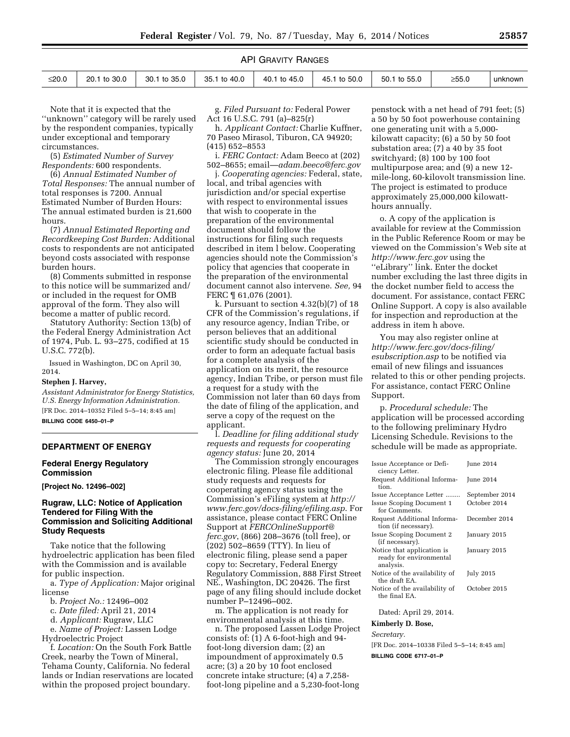API GRAVITY RANGES

| ≤20.0 | 20.1 to 30.0 | 30.1 to 35.0 | 35.1 to 40.0 | 40.1 to 45.0 | 45.1 to 50.0 | 50.1 to 55.0 | ≥55.0 | unknown |
|---|---|---|---|---|---|---|---|---|

Note that it is expected that the ''unknown'' category will be rarely used by the respondent companies, typically under exceptional and temporary circumstances.

(5) *Estimated Number of Survey Respondents:* 600 respondents.

(6) *Annual Estimated Number of Total Responses:* The annual number of total responses is 7200. Annual Estimated Number of Burden Hours: The annual estimated burden is 21,600 hours.

(7) *Annual Estimated Reporting and Recordkeeping Cost Burden:* Additional costs to respondents are not anticipated beyond costs associated with response burden hours.

(8) Comments submitted in response to this notice will be summarized and/or included in the request for OMB approval of the form. They also will become a matter of public record.

Statutory Authority: Section 13(b) of the Federal Energy Administration Act of 1974, Pub. L. 93–275, codified at 15 U.S.C. 772(b).

Issued in Washington, DC on April 30, 2014.

**Stephen J. Harvey,**

*Assistant Administrator for Energy Statistics, U.S. Energy Information Administration.*

[FR Doc. 2014–10352 Filed 5–5–14; 8:45 am]

**BILLING CODE 6450–01–P**

## DEPARTMENT OF ENERGY

### Federal Energy Regulatory Commission

**[Project No. 12496–002]**

### Rugraw, LLC: Notice of Application Tendered for Filing With the Commission and Soliciting Additional Study Requests

Take notice that the following hydroelectric application has been filed with the Commission and is available for public inspection.

a. *Type of Application:* Major original license

b. *Project No.:* 12496–002

c. *Date filed:* April 21, 2014

d. *Applicant:* Rugraw, LLC

e. *Name of Project:* Lassen Lodge Hydroelectric Project

f. *Location:* On the South Fork Battle Creek, nearby the Town of Mineral, Tehama County, California. No federal lands or Indian reservations are located within the proposed project boundary.

g. *Filed Pursuant to:* Federal Power Act 16 U.S.C. 791 (a)–825(r)

h. *Applicant Contact:* Charlie Kuffner, 70 Paseo Mirasol, Tiburon, CA 94920; (415) 652–8553

i. *FERC Contact:* Adam Beeco at (202) 502–8655; email—*adam.beeco@ferc.gov*

j. *Cooperating agencies:* Federal, state, local, and tribal agencies with jurisdiction and/or special expertise with respect to environmental issues that wish to cooperate in the preparation of the environmental document should follow the instructions for filing such requests described in item l below. Cooperating agencies should note the Commission's policy that agencies that cooperate in the preparation of the environmental document cannot also intervene. *See,* 94 FERC ¶ 61,076 (2001).

k. Pursuant to section 4.32(b)(7) of 18 CFR of the Commission's regulations, if any resource agency, Indian Tribe, or person believes that an additional scientific study should be conducted in order to form an adequate factual basis for a complete analysis of the application on its merit, the resource agency, Indian Tribe, or person must file a request for a study with the Commission not later than 60 days from the date of filing of the application, and serve a copy of the request on the applicant.

l. *Deadline for filing additional study requests and requests for cooperating agency status:* June 20, 2014

The Commission strongly encourages electronic filing. Please file additional study requests and requests for cooperating agency status using the Commission's eFiling system at *http://www.ferc.gov/docs-filing/efiling.asp.* For assistance, please contact FERC Online Support at *FERCOnlineSupport@ferc.gov*, (866) 208–3676 (toll free), or (202) 502–8659 (TTY). In lieu of electronic filing, please send a paper copy to: Secretary, Federal Energy Regulatory Commission, 888 First Street NE., Washington, DC 20426. The first page of any filing should include docket number P–12496–002.

m. The application is not ready for environmental analysis at this time.

n. The proposed Lassen Lodge Project consists of: (1) A 6-foot-high and 94-foot-long diversion dam; (2) an impoundment of approximately 0.5 acre; (3) a 20 by 10 foot enclosed concrete intake structure; (4) a 7,258-foot-long pipeline and a 5,230-foot-long penstock with a net head of 791 feet; (5) a 50 by 50 foot powerhouse containing one generating unit with a 5,000-kilowatt capacity; (6) a 50 by 50 foot substation area; (7) a 40 by 35 foot switchyard; (8) 100 by 100 foot multipurpose area; and (9) a new 12-mile-long, 60-kilovolt transmission line. The project is estimated to produce approximately 25,000,000 kilowatt-hours annually.

o. A copy of the application is available for review at the Commission in the Public Reference Room or may be viewed on the Commission's Web site at *http://www.ferc.gov* using the ''eLibrary'' link. Enter the docket number excluding the last three digits in the docket number field to access the document. For assistance, contact FERC Online Support. A copy is also available for inspection and reproduction at the address in item h above.

You may also register online at *http://www.ferc.gov/docs-filing/esubscription.asp* to be notified via email of new filings and issuances related to this or other pending projects. For assistance, contact FERC Online Support.

p. *Procedural schedule:* The application will be processed according to the following preliminary Hydro Licensing Schedule. Revisions to the schedule will be made as appropriate.

| | |
|---|---|
| Issue Acceptance or Deficiency Letter. | June 2014 |
| Request Additional Information. | June 2014 |
| Issue Acceptance Letter ........ | September 2014 |
| Issue Scoping Document 1 for Comments. | October 2014 |
| Request Additional Information (if necessary). | December 2014 |
| Issue Scoping Document 2 (if necessary). | January 2015 |
| Notice that application is ready for environmental analysis. | January 2015 |
| Notice of the availability of the draft EA. | July 2015 |
| Notice of the availability of the final EA. | October 2015 |

Dated: April 29, 2014.

**Kimberly D. Bose,**

*Secretary.*

[FR Doc. 2014–10338 Filed 5–5–14; 8:45 am]

**BILLING CODE 6717–01–P**